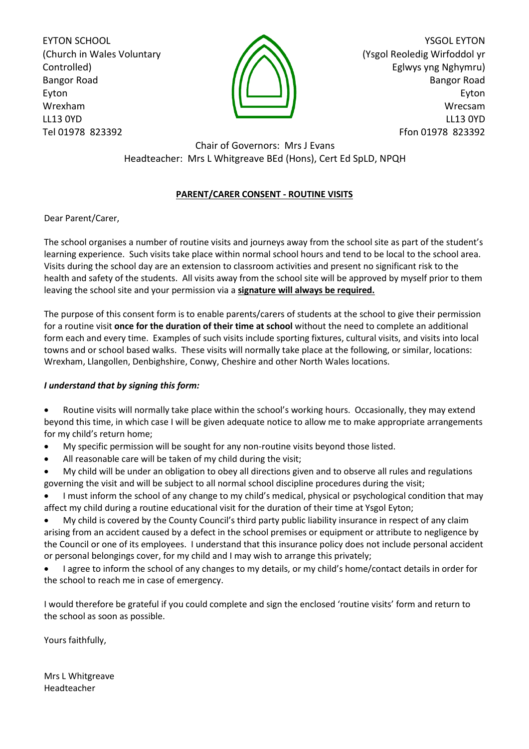EYTON SCHOOL
(Church in Wales Voluntary Controlled)
Bangor Road
Eyton
Wrexham
LL13 0YD
Tel 01978 823392

YSGOL EYTON
(Ysgol Reoledig Wirfoddol yr Eglwys yng Nghymru)
Bangor Road
Eyton
Wrecsam
LL13 0YD
Ffon 01978 823392

Chair of Governors: Mrs J Evans
Headteacher: Mrs L Whitgreave BEd (Hons), Cert Ed SpLD, NPQH

## PARENT/CARER CONSENT - ROUTINE VISITS

Dear Parent/Carer,

The school organises a number of routine visits and journeys away from the school site as part of the student's learning experience. Such visits take place within normal school hours and tend to be local to the school area. Visits during the school day are an extension to classroom activities and present no significant risk to the health and safety of the students. All visits away from the school site will be approved by myself prior to them leaving the school site and your permission via a **signature will always be required.**

The purpose of this consent form is to enable parents/carers of students at the school to give their permission for a routine visit **once for the duration of their time at school** without the need to complete an additional form each and every time. Examples of such visits include sporting fixtures, cultural visits, and visits into local towns and or school based walks. These visits will normally take place at the following, or similar, locations: Wrexham, Llangollen, Denbighshire, Conwy, Cheshire and other North Wales locations.

***I understand that by signing this form:***

- Routine visits will normally take place within the school's working hours. Occasionally, they may extend beyond this time, in which case I will be given adequate notice to allow me to make appropriate arrangements for my child's return home;
- My specific permission will be sought for any non-routine visits beyond those listed.
- All reasonable care will be taken of my child during the visit;
- My child will be under an obligation to obey all directions given and to observe all rules and regulations governing the visit and will be subject to all normal school discipline procedures during the visit;
- I must inform the school of any change to my child's medical, physical or psychological condition that may affect my child during a routine educational visit for the duration of their time at Ysgol Eyton;
- My child is covered by the County Council's third party public liability insurance in respect of any claim arising from an accident caused by a defect in the school premises or equipment or attribute to negligence by the Council or one of its employees. I understand that this insurance policy does not include personal accident or personal belongings cover, for my child and I may wish to arrange this privately;
- I agree to inform the school of any changes to my details, or my child's home/contact details in order for the school to reach me in case of emergency.

I would therefore be grateful if you could complete and sign the enclosed 'routine visits' form and return to the school as soon as possible.

Yours faithfully,

Mrs L Whitgreave
Headteacher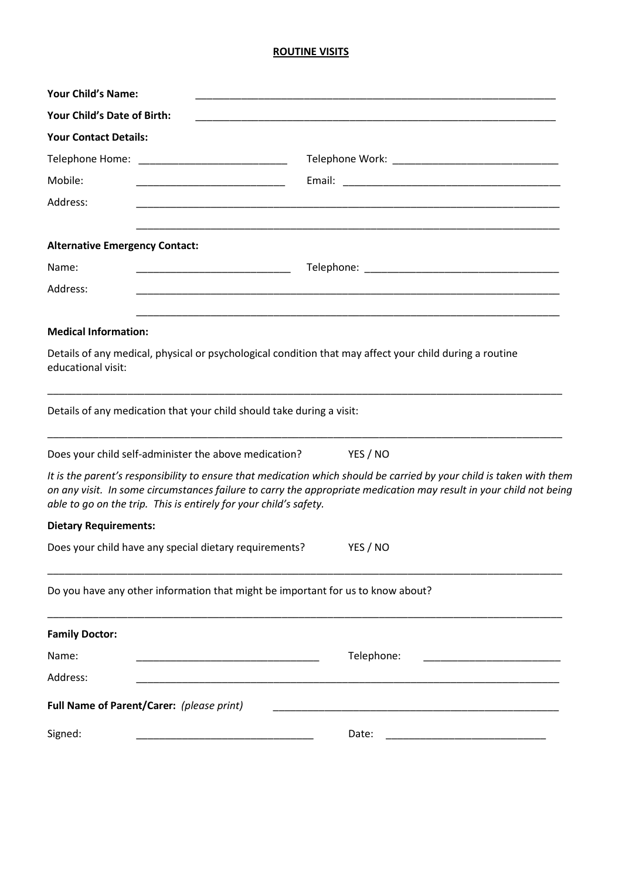## ROUTINE VISITS

**Your Child's Name:** ______________________________________________________________

**Your Child's Date of Birth:** ______________________________________________________________

**Your Contact Details:**

Telephone Home: __________________________ Telephone Work: _____________________________

Mobile: __________________________ Email: _____________________________________

Address: ____________________________________________________________________________

____________________________________________________________________________

**Alternative Emergency Contact:**

Name: ___________________________ Telephone: __________________________________

Address: ____________________________________________________________________________

____________________________________________________________________________

**Medical Information:**

Details of any medical, physical or psychological condition that may affect your child during a routine educational visit:

______________________________________________________________________________________________

Details of any medication that your child should take during a visit:

______________________________________________________________________________________________

Does your child self-administer the above medication? YES / NO

*It is the parent's responsibility to ensure that medication which should be carried by your child is taken with them on any visit. In some circumstances failure to carry the appropriate medication may result in your child not being able to go on the trip. This is entirely for your child's safety.*

**Dietary Requirements:**

Does your child have any special dietary requirements? YES / NO

______________________________________________________________________________________________

Do you have any other information that might be important for us to know about?

______________________________________________________________________________________________

**Family Doctor:**

Name: ________________________________ Telephone: ________________________

Address: ____________________________________________________________________________

**Full Name of Parent/Carer:** *(please print)* __________________________________________________

Signed: _______________________________ Date: ____________________________